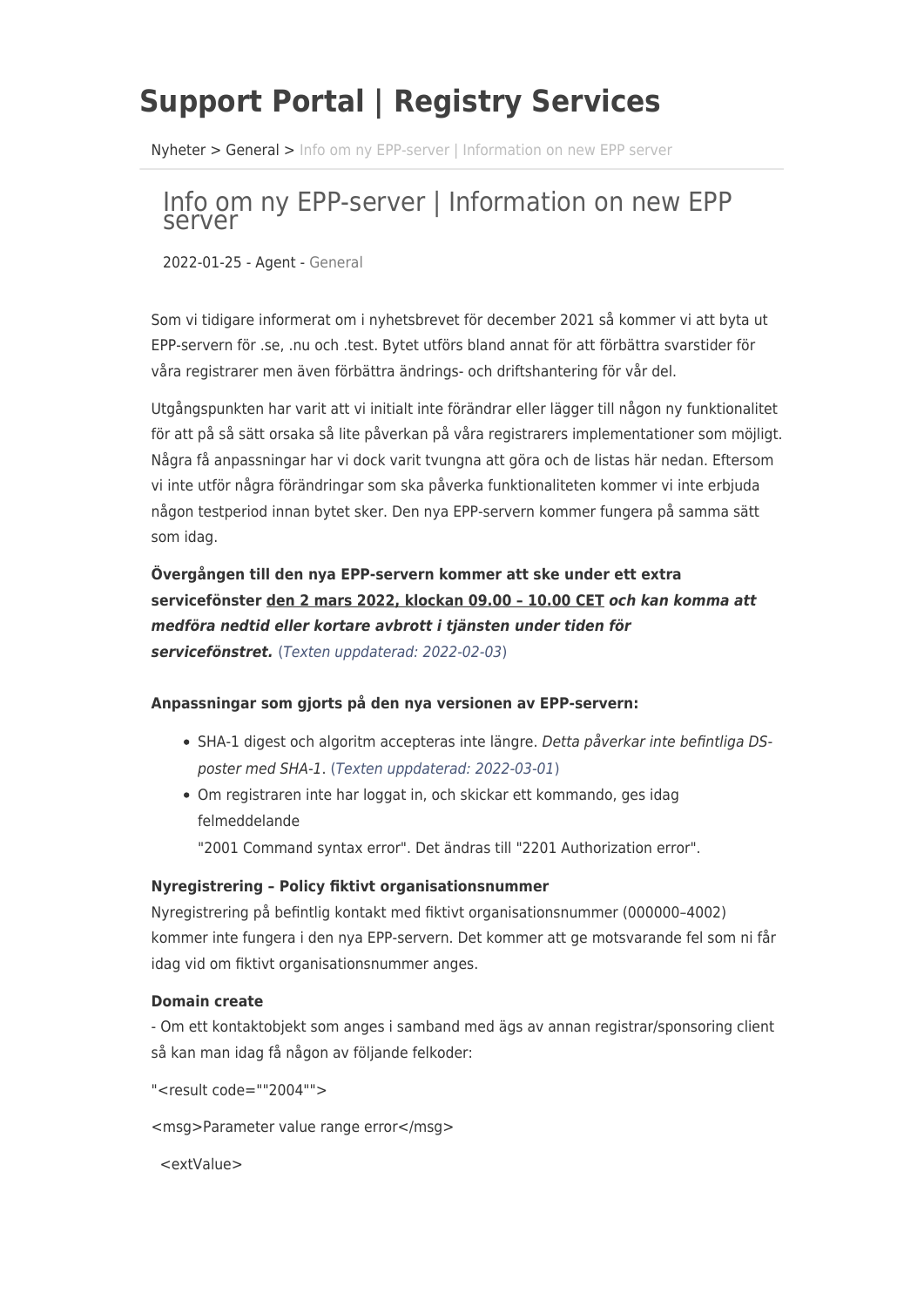# Support Portal | Registry Services

Nyheter > General > Info om ny EPP-server | Information on new EPP server

## Info om ny EPP-server | Information on new EPP server

2022-01-25 - Agent - General

Som vi tidigare informerat om i nyhetsbrevet för december 2021 så kommer vi att byta ut EPP-servern för .se, .nu och .test. Bytet utförs bland annat för att förbättra svarstider för våra registrarer men även förbättra ändrings- och driftshantering för vår del.

Utgångspunkten har varit att vi initialt inte förändrar eller lägger till någon ny funktionalitet för att på så sätt orsaka så lite påverkan på våra registrarers implementationer som möjligt. Några få anpassningar har vi dock varit tvungna att göra och de listas här nedan. Eftersom vi inte utför några förändringar som ska påverka funktionaliteten kommer vi inte erbjuda någon testperiod innan bytet sker. Den nya EPP-servern kommer fungera på samma sätt som idag.

**Övergången till den nya EPP-servern kommer att ske under ett extra servicefönster <u>den 2 mars 2022, klockan 09.00 – 10.00 CET</u>** ***och kan komma att medföra nedtid eller kortare avbrott i tjänsten under tiden för servicefönstret.*** (*Texten uppdaterad: 2022-02-03*)

**Anpassningar som gjorts på den nya versionen av EPP-servern:**

- SHA-1 digest och algoritm accepteras inte längre. *Detta påverkar inte befintliga DS-poster med SHA-1*. (*Texten uppdaterad: 2022-03-01*)
- Om registraren inte har loggat in, och skickar ett kommando, ges idag felmeddelande
  "2001 Command syntax error". Det ändras till "2201 Authorization error".

**Nyregistrering – Policy fiktivt organisationsnummer**

Nyregistrering på befintlig kontakt med fiktivt organisationsnummer (000000–4002) kommer inte fungera i den nya EPP-servern. Det kommer att ge motsvarande fel som ni får idag vid om fiktivt organisationsnummer anges.

**Domain create**

- Om ett kontaktobjekt som anges i samband med ägs av annan registrar/sponsoring client så kan man idag få någon av följande felkoder:

"<result code=""2004"">

<msg>Parameter value range error</msg>

<extValue>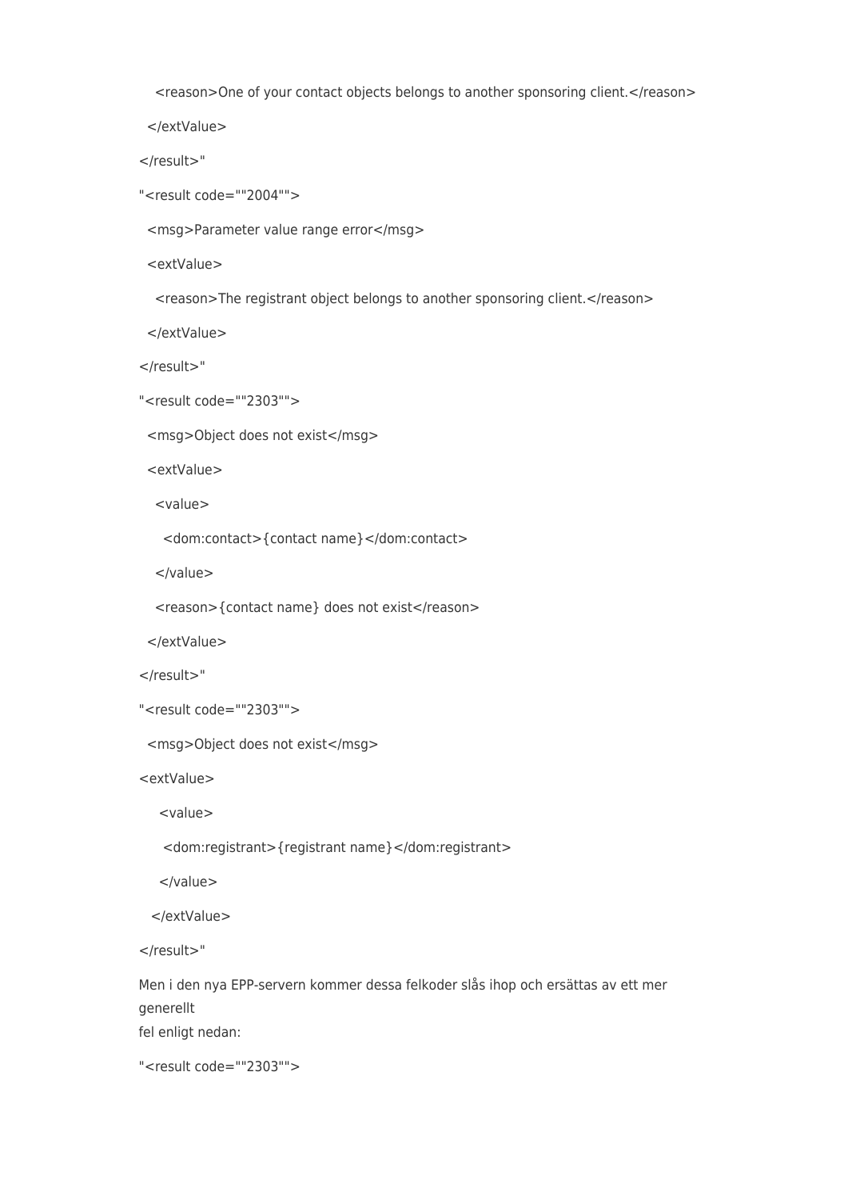```
    <reason>One of your contact objects belongs to another sponsoring client.</reason>
  </extValue>
</result>"
"<result code=""2004"">
  <msg>Parameter value range error</msg>
  <extValue>
    <reason>The registrant object belongs to another sponsoring client.</reason>
  </extValue>
</result>"
"<result code=""2303"">
  <msg>Object does not exist</msg>
  <extValue>
    <value>
      <dom:contact>{contact name}</dom:contact>
    </value>
    <reason>{contact name} does not exist</reason>
  </extValue>
</result>"
"<result code=""2303"">
  <msg>Object does not exist</msg>
<extValue>
     <value>
      <dom:registrant>{registrant name}</dom:registrant>
     </value>
   </extValue>
</result>"
```

Men i den nya EPP-servern kommer dessa felkoder slås ihop och ersättas av ett mer generellt
fel enligt nedan:

```
"<result code=""2303"">
```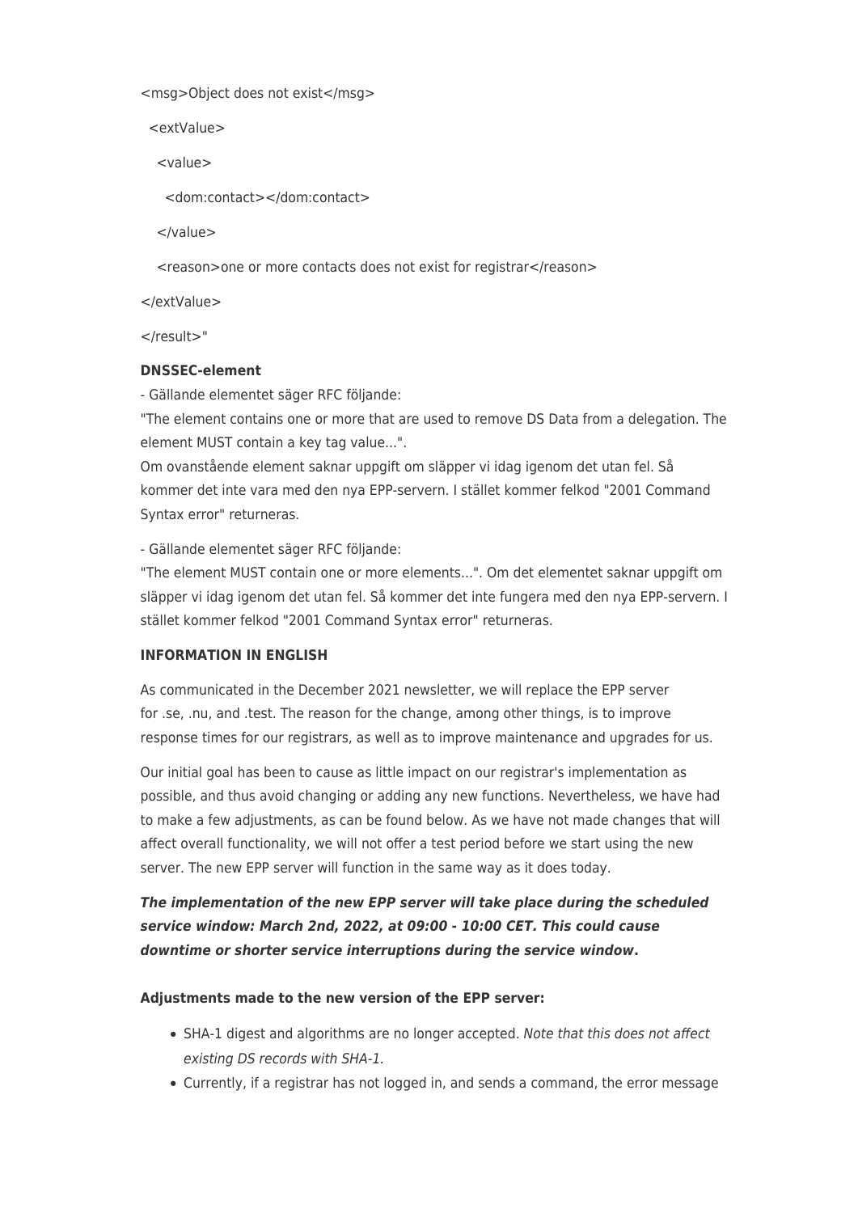<msg>Object does not exist</msg>

<extValue>

<value>

<dom:contact></dom:contact>

</value>

<reason>one or more contacts does not exist for registrar</reason>

</extValue>

</result>"

**DNSSEC-element**

- Gällande elementet säger RFC följande:
"The element contains one or more that are used to remove DS Data from a delegation. The element MUST contain a key tag value...".
Om ovanstående element saknar uppgift om släpper vi idag igenom det utan fel. Så kommer det inte vara med den nya EPP-servern. I stället kommer felkod "2001 Command Syntax error" returneras.

- Gällande elementet säger RFC följande:
"The element MUST contain one or more elements...". Om det elementet saknar uppgift om släpper vi idag igenom det utan fel. Så kommer det inte fungera med den nya EPP-servern. I stället kommer felkod "2001 Command Syntax error" returneras.

**INFORMATION IN ENGLISH**

As communicated in the December 2021 newsletter, we will replace the EPP server for .se, .nu, and .test. The reason for the change, among other things, is to improve response times for our registrars, as well as to improve maintenance and upgrades for us.

Our initial goal has been to cause as little impact on our registrar's implementation as possible, and thus avoid changing or adding any new functions. Nevertheless, we have had to make a few adjustments, as can be found below. As we have not made changes that will affect overall functionality, we will not offer a test period before we start using the new server. The new EPP server will function in the same way as it does today.

***The implementation of the new EPP server will take place during the scheduled service window: March 2nd, 2022, at 09:00 - 10:00 CET. This could cause downtime or shorter service interruptions during the service window*.**

**Adjustments made to the new version of the EPP server:**

- SHA-1 digest and algorithms are no longer accepted. *Note that this does not affect existing DS records with SHA-1.*
- Currently, if a registrar has not logged in, and sends a command, the error message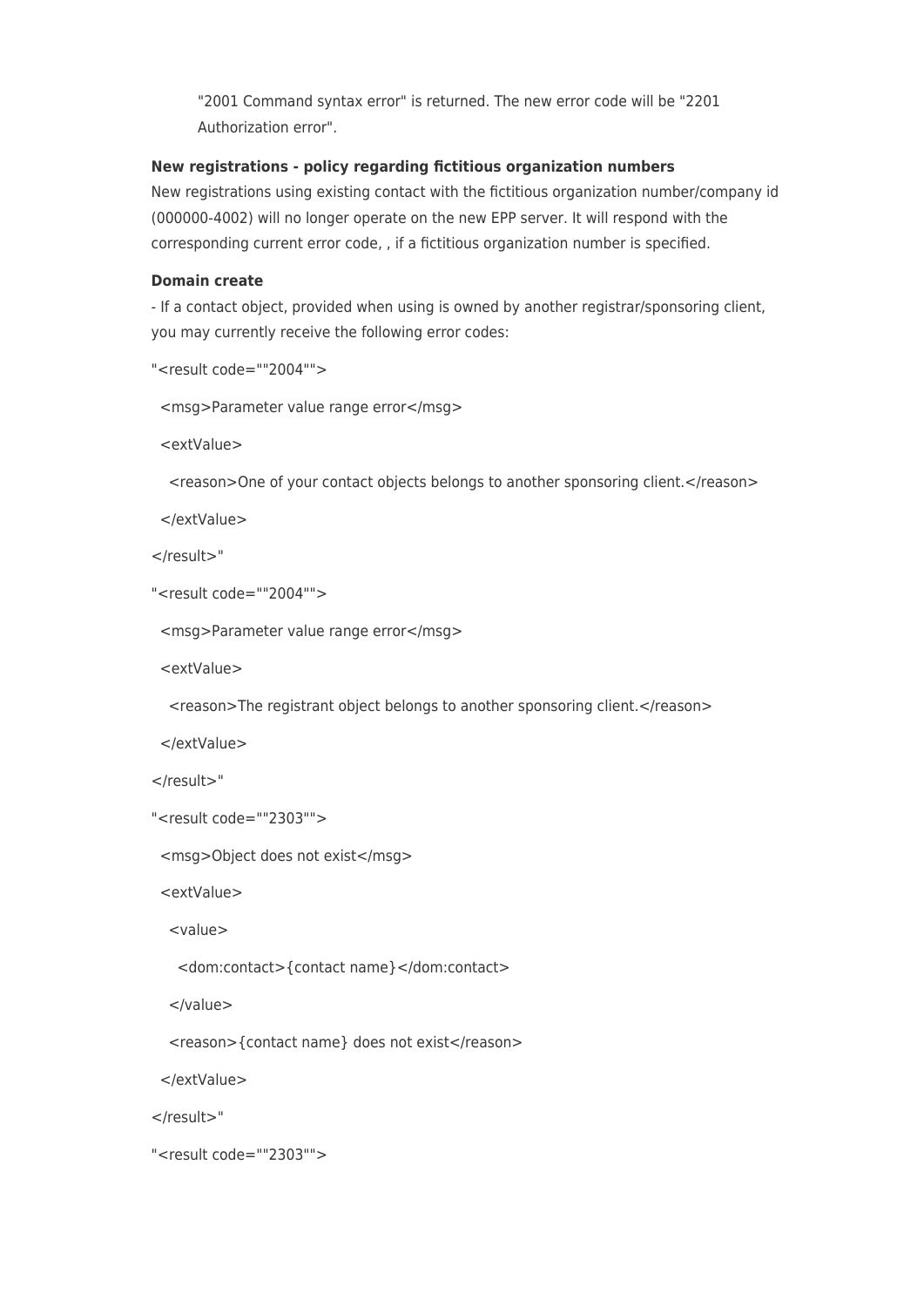"2001 Command syntax error" is returned. The new error code will be "2201 Authorization error".

**New registrations - policy regarding fictitious organization numbers**

New registrations using existing contact with the fictitious organization number/company id (000000-4002) will no longer operate on the new EPP server. It will respond with the corresponding current error code, , if a fictitious organization number is specified.

**Domain create**

- If a contact object, provided when using is owned by another registrar/sponsoring client, you may currently receive the following error codes:

```
"<result code=""2004"">
  <msg>Parameter value range error</msg>
  <extValue>
    <reason>One of your contact objects belongs to another sponsoring client.</reason>
  </extValue>
</result>"
"<result code=""2004"">
  <msg>Parameter value range error</msg>
  <extValue>
    <reason>The registrant object belongs to another sponsoring client.</reason>
  </extValue>
</result>"
"<result code=""2303"">
  <msg>Object does not exist</msg>
  <extValue>
    <value>
      <dom:contact>{contact name}</dom:contact>
    </value>
    <reason>{contact name} does not exist</reason>
  </extValue>
</result>"
"<result code=""2303"">
```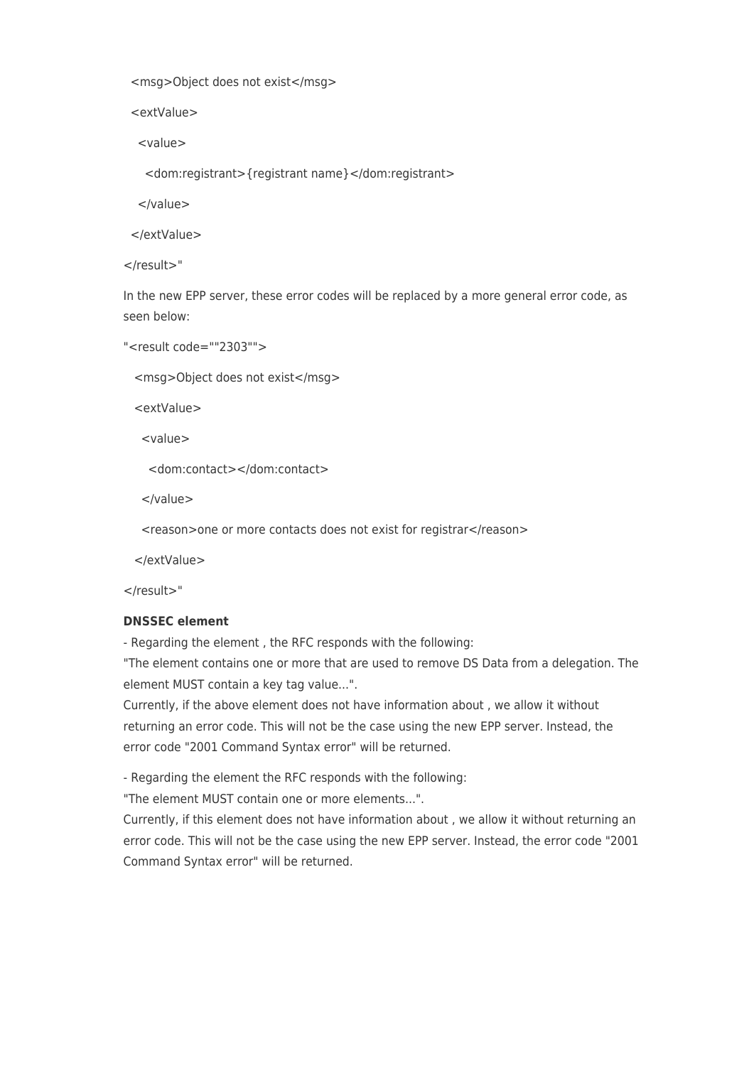&lt;msg&gt;Object does not exist&lt;/msg&gt;

&lt;extValue&gt;

&lt;value&gt;

&lt;dom:registrant&gt;{registrant name}&lt;/dom:registrant&gt;

&lt;/value&gt;

&lt;/extValue&gt;

&lt;/result&gt;"

In the new EPP server, these error codes will be replaced by a more general error code, as seen below:

"&lt;result code=""2303""&gt;

&lt;msg&gt;Object does not exist&lt;/msg&gt;

&lt;extValue&gt;

&lt;value&gt;

&lt;dom:contact&gt;&lt;/dom:contact&gt;

&lt;/value&gt;

&lt;reason&gt;one or more contacts does not exist for registrar&lt;/reason&gt;

&lt;/extValue&gt;

&lt;/result&gt;"

**DNSSEC element**

- Regarding the element , the RFC responds with the following:
"The element contains one or more that are used to remove DS Data from a delegation. The element MUST contain a key tag value...".
Currently, if the above element does not have information about , we allow it without returning an error code. This will not be the case using the new EPP server. Instead, the error code "2001 Command Syntax error" will be returned.

- Regarding the element the RFC responds with the following:
"The element MUST contain one or more elements...".
Currently, if this element does not have information about , we allow it without returning an error code. This will not be the case using the new EPP server. Instead, the error code "2001 Command Syntax error" will be returned.